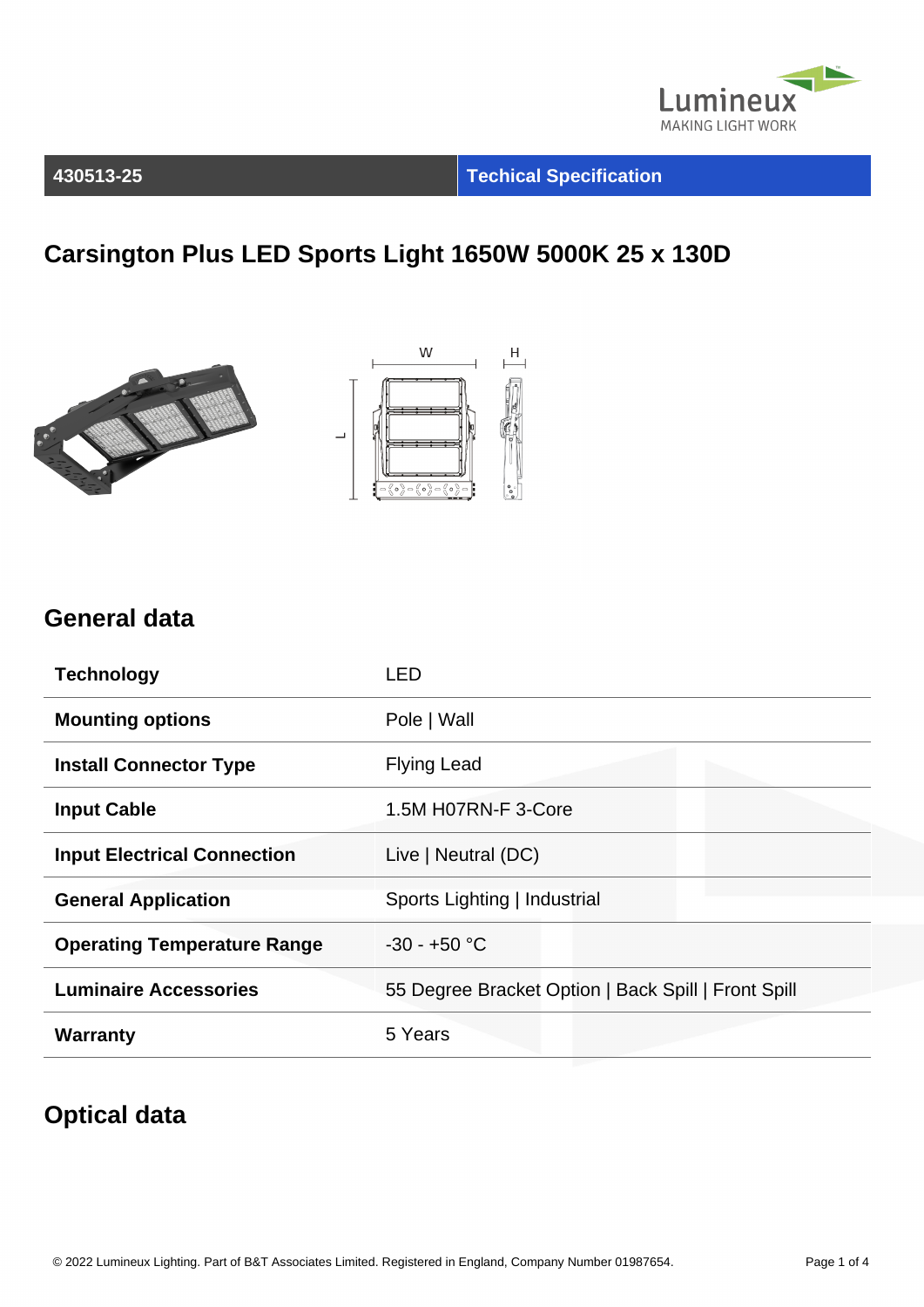Lumineux
MAKING LIGHT WORK

**430513-25** | **Techical Specification**

# Carsington Plus LED Sports Light 1650W 5000K 25 x 130D

## General data

| | |
|---|---|
| **Technology** | LED |
| **Mounting options** | Pole \| Wall |
| **Install Connector Type** | Flying Lead |
| **Input Cable** | 1.5M H07RN-F 3-Core |
| **Input Electrical Connection** | Live \| Neutral (DC) |
| **General Application** | Sports Lighting \| Industrial |
| **Operating Temperature Range** | -30 - +50 °C |
| **Luminaire Accessories** | 55 Degree Bracket Option \| Back Spill \| Front Spill |
| **Warranty** | 5 Years |

## Optical data

© 2022 Lumineux Lighting. Part of B&T Associates Limited. Registered in England, Company Number 01987654.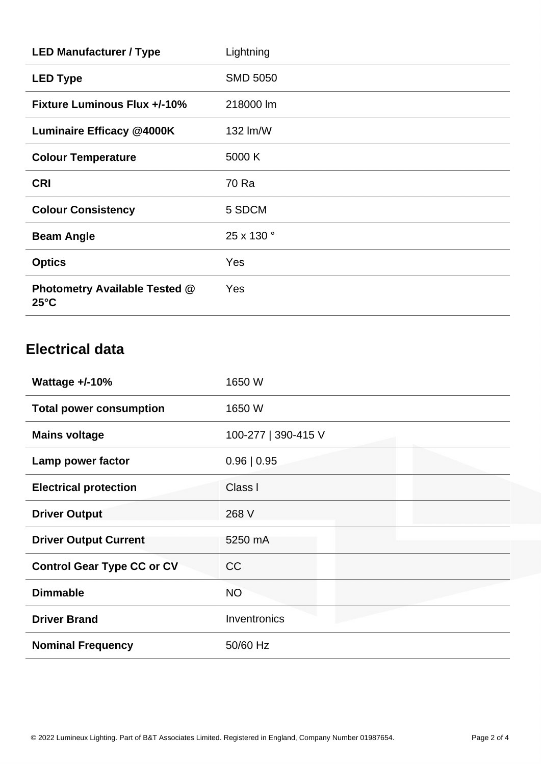| | |
|---|---|
| **LED Manufacturer / Type** | Lightning |
| **LED Type** | SMD 5050 |
| **Fixture Luminous Flux +/-10%** | 218000 lm |
| **Luminaire Efficacy @4000K** | 132 lm/W |
| **Colour Temperature** | 5000 K |
| **CRI** | 70 Ra |
| **Colour Consistency** | 5 SDCM |
| **Beam Angle** | 25 x 130 ° |
| **Optics** | Yes |
| **Photometry Available Tested @ 25°C** | Yes |

## Electrical data

| | |
|---|---|
| **Wattage +/-10%** | 1650 W |
| **Total power consumption** | 1650 W |
| **Mains voltage** | 100-277 \| 390-415 V |
| **Lamp power factor** | 0.96 \| 0.95 |
| **Electrical protection** | Class I |
| **Driver Output** | 268 V |
| **Driver Output Current** | 5250 mA |
| **Control Gear Type CC or CV** | CC |
| **Dimmable** | NO |
| **Driver Brand** | Inventronics |
| **Nominal Frequency** | 50/60 Hz |

© 2022 Lumineux Lighting. Part of B&T Associates Limited. Registered in England, Company Number 01987654.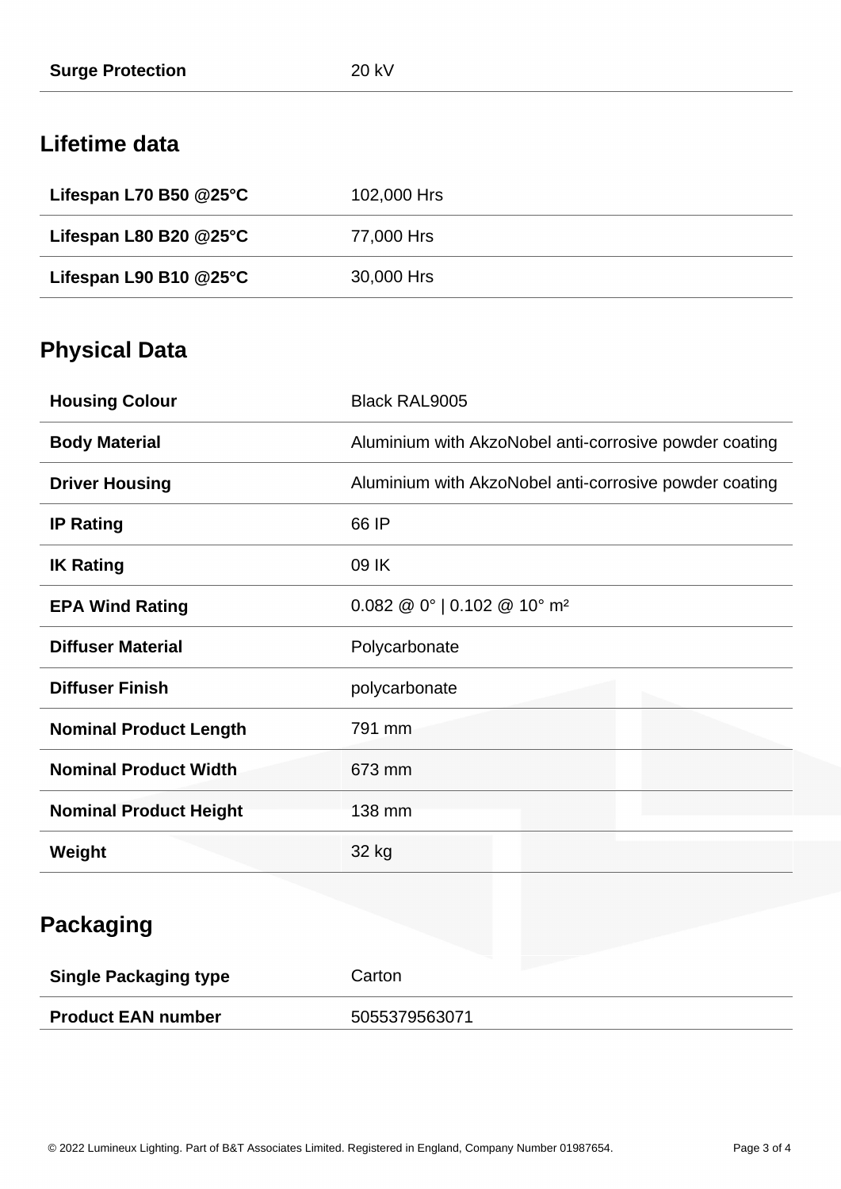| | |
|---|---|
| **Surge Protection** | 20 kV |

## Lifetime data

| | |
|---|---|
| **Lifespan L70 B50 @25°C** | 102,000 Hrs |
| **Lifespan L80 B20 @25°C** | 77,000 Hrs |
| **Lifespan L90 B10 @25°C** | 30,000 Hrs |

## Physical Data

| | |
|---|---|
| **Housing Colour** | Black RAL9005 |
| **Body Material** | Aluminium with AkzoNobel anti-corrosive powder coating |
| **Driver Housing** | Aluminium with AkzoNobel anti-corrosive powder coating |
| **IP Rating** | 66 IP |
| **IK Rating** | 09 IK |
| **EPA Wind Rating** | 0.082 @ 0° \| 0.102 @ 10° m² |
| **Diffuser Material** | Polycarbonate |
| **Diffuser Finish** | polycarbonate |
| **Nominal Product Length** | 791 mm |
| **Nominal Product Width** | 673 mm |
| **Nominal Product Height** | 138 mm |
| **Weight** | 32 kg |

## Packaging

| | |
|---|---|
| **Single Packaging type** | Carton |
| **Product EAN number** | 5055379563071 |

© 2022 Lumineux Lighting. Part of B&T Associates Limited. Registered in England, Company Number 01987654.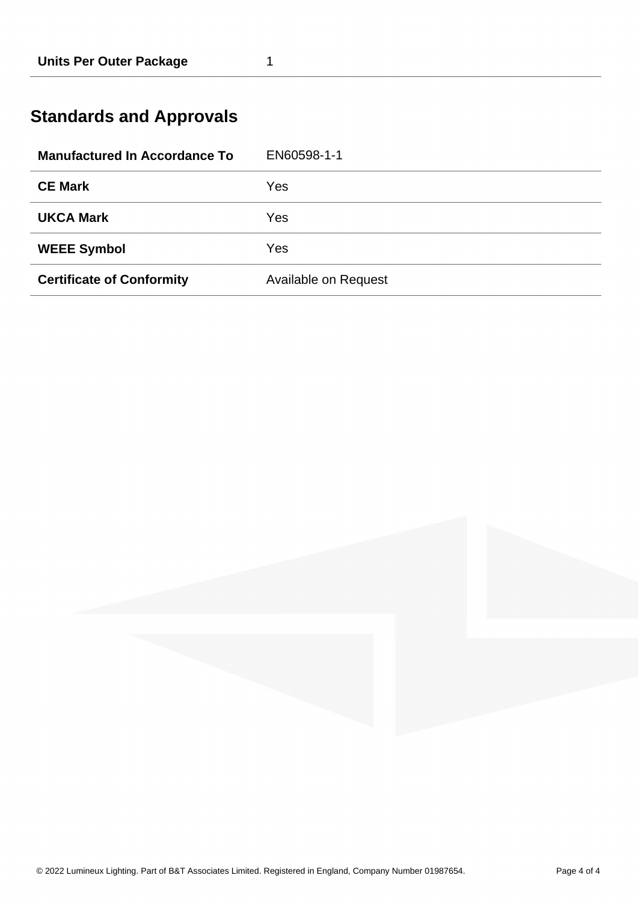| | |
|---|---|
| **Units Per Outer Package** | 1 |

## Standards and Approvals

| | |
|---|---|
| **Manufactured In Accordance To** | EN60598-1-1 |
| **CE Mark** | Yes |
| **UKCA Mark** | Yes |
| **WEEE Symbol** | Yes |
| **Certificate of Conformity** | Available on Request |

© 2022 Lumineux Lighting. Part of B&T Associates Limited. Registered in England, Company Number 01987654.